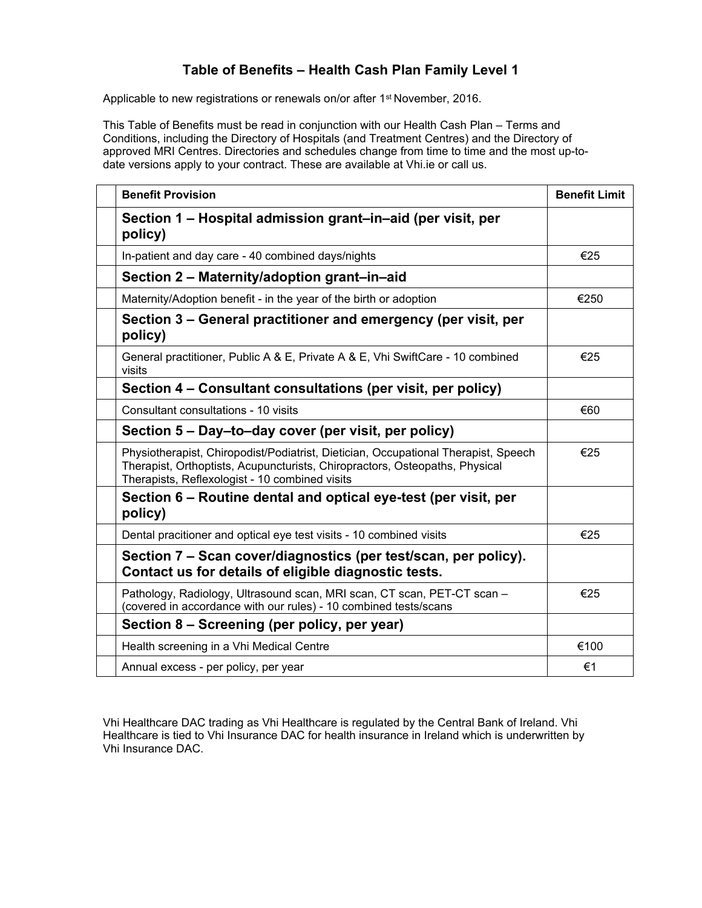# Table of Benefits – Health Cash Plan Family Level 1

Applicable to new registrations or renewals on/or after 1st November, 2016.

This Table of Benefits must be read in conjunction with our Health Cash Plan – Terms and Conditions, including the Directory of Hospitals (and Treatment Centres) and the Directory of approved MRI Centres. Directories and schedules change from time to time and the most up-to-date versions apply to your contract. These are available at Vhi.ie or call us.

| | Benefit Provision | Benefit Limit |
|---|---|---|
| | **Section 1 – Hospital admission grant–in–aid (per visit, per policy)** | |
| | In-patient and day care - 40 combined days/nights | €25 |
| | **Section 2 – Maternity/adoption grant–in–aid** | |
| | Maternity/Adoption benefit - in the year of the birth or adoption | €250 |
| | **Section 3 – General practitioner and emergency (per visit, per policy)** | |
| | General practitioner, Public A & E, Private A & E, Vhi SwiftCare - 10 combined visits | €25 |
| | **Section 4 – Consultant consultations (per visit, per policy)** | |
| | Consultant consultations - 10 visits | €60 |
| | **Section 5 – Day–to–day cover (per visit, per policy)** | |
| | Physiotherapist, Chiropodist/Podiatrist, Dietician, Occupational Therapist, Speech Therapist, Orthoptists, Acupuncturists, Chiropractors, Osteopaths, Physical Therapists, Reflexologist - 10 combined visits | €25 |
| | **Section 6 – Routine dental and optical eye-test (per visit, per policy)** | |
| | Dental pracitioner and optical eye test visits - 10 combined visits | €25 |
| | **Section 7 – Scan cover/diagnostics (per test/scan, per policy). Contact us for details of eligible diagnostic tests.** | |
| | Pathology, Radiology, Ultrasound scan, MRI scan, CT scan, PET-CT scan – (covered in accordance with our rules) - 10 combined tests/scans | €25 |
| | **Section 8 – Screening (per policy, per year)** | |
| | Health screening in a Vhi Medical Centre | €100 |
| | Annual excess - per policy, per year | €1 |

Vhi Healthcare DAC trading as Vhi Healthcare is regulated by the Central Bank of Ireland. Vhi Healthcare is tied to Vhi Insurance DAC for health insurance in Ireland which is underwritten by Vhi Insurance DAC.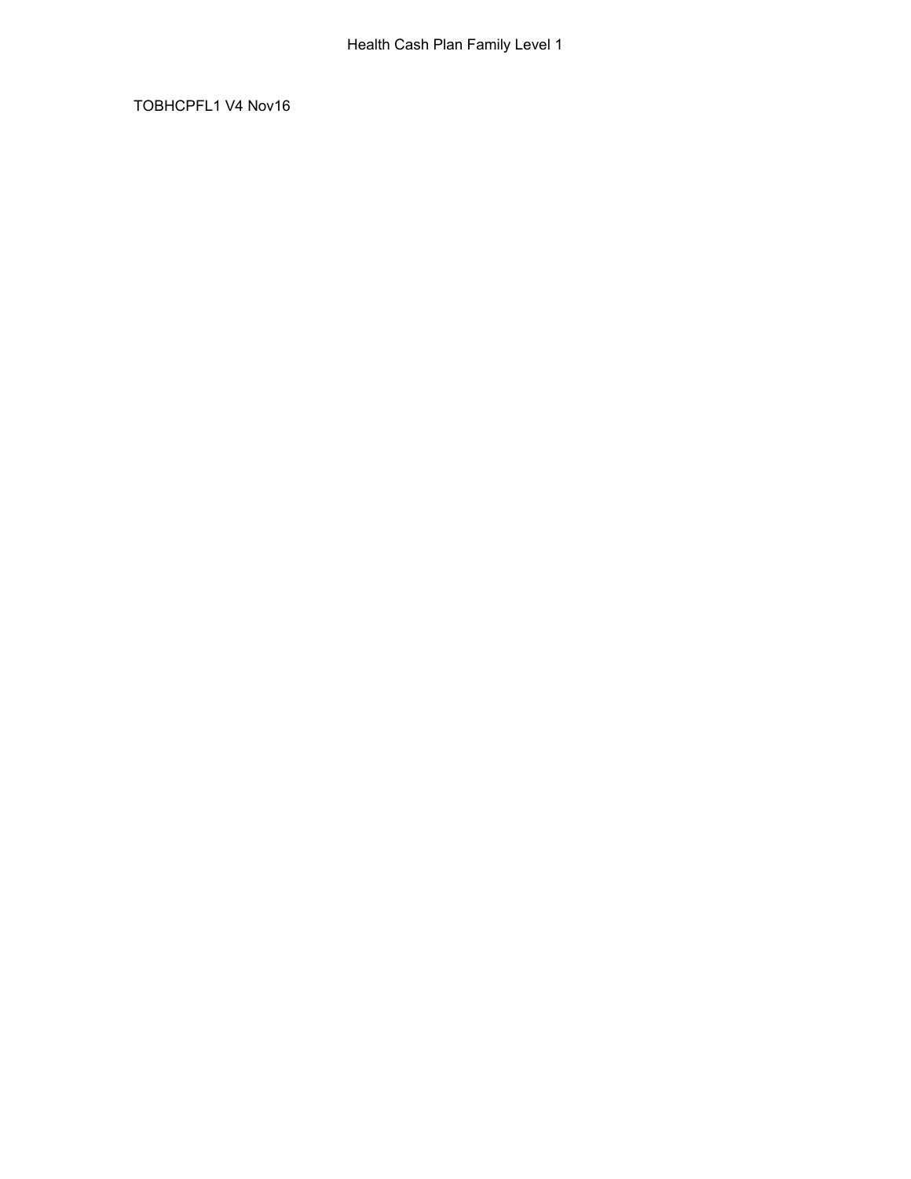TOBHCPFL1 V4 Nov16